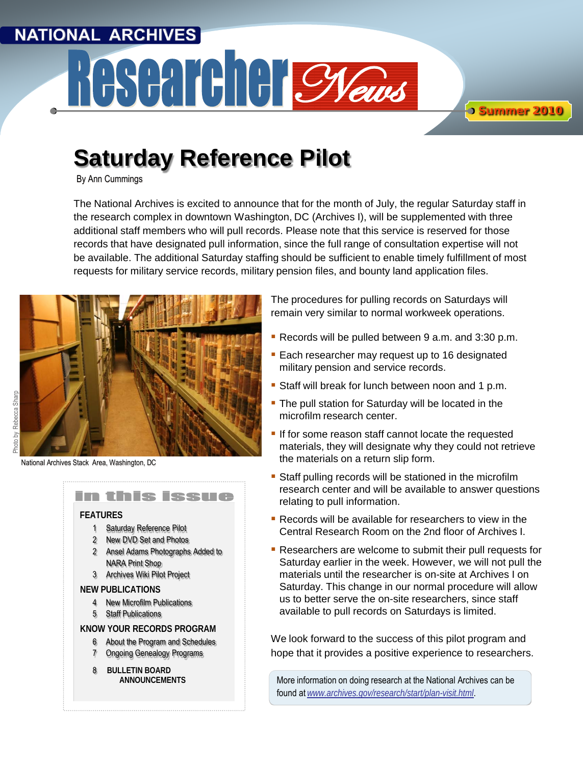NATIONAL ARCHIVES

# Researcher News

Summer 2010

## Saturday Reference Pilot

By Ann Cummings

The National Archives is excited to announce that for the month of July, the regular Saturday staff in the research complex in downtown Washington, DC (Archives I), will be supplemented with three additional staff members who will pull records. Please note that this service is reserved for those records that have designated pull information, since the full range of consultation expertise will not be available. The additional Saturday staffing should be sufficient to enable timely fulfillment of most requests for military service records, military pension files, and bounty land application files.

Photo by Rebecca Sharp

National Archives Stack Area, Washington, DC

The procedures for pulling records on Saturdays will remain very similar to normal workweek operations.

- Records will be pulled between 9 a.m. and 3:30 p.m.
- Each researcher may request up to 16 designated military pension and service records.
- Staff will break for lunch between noon and 1 p.m.
- The pull station for Saturday will be located in the microfilm research center.
- If for some reason staff cannot locate the requested materials, they will designate why they could not retrieve the materials on a return slip form.
- Staff pulling records will be stationed in the microfilm research center and will be available to answer questions relating to pull information.
- Records will be available for researchers to view in the Central Research Room on the 2nd floor of Archives I.
- Researchers are welcome to submit their pull requests for Saturday earlier in the week. However, we will not pull the materials until the researcher is on-site at Archives I on Saturday. This change in our normal procedure will allow us to better serve the on-site researchers, since staff available to pull records on Saturdays is limited.

We look forward to the success of this pilot program and hope that it provides a positive experience to researchers.

More information on doing research at the National Archives can be found at www.archives.gov/research/start/plan-visit.html.

### In this issue

**FEATURES**

- 1 Saturday Reference Pilot
- 2 New DVD Set and Photos
- 2 Ansel Adams Photographs Added to NARA Print Shop
- 3 Archives Wiki Pilot Project

**NEW PUBLICATIONS**

- 4 New Microfilm Publications
- 5 Staff Publications

**KNOW YOUR RECORDS PROGRAM**

- 6 About the Program and Schedules
- 7 Ongoing Genealogy Programs

**8 BULLETIN BOARD ANNOUNCEMENTS**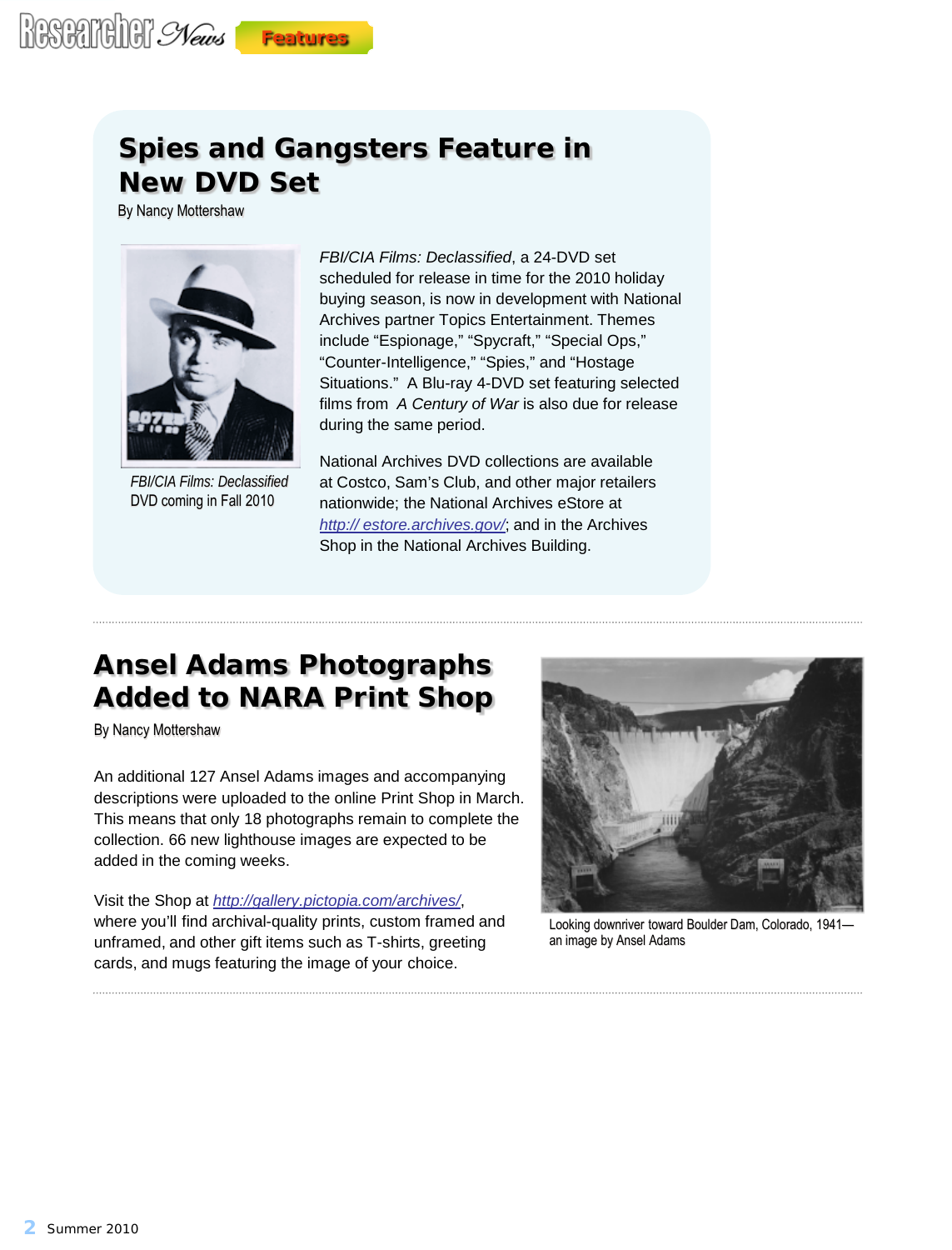# Spies and Gangsters Feature in New DVD Set

By Nancy Mottershaw

*FBI/CIA Films: Declassified*, a 24-DVD set scheduled for release in time for the 2010 holiday buying season, is now in development with National Archives partner Topics Entertainment. Themes include “Espionage,” “Spycraft,” “Special Ops,” “Counter-Intelligence,” “Spies,” and “Hostage Situations.” A Blu-ray 4-DVD set featuring selected films from *A Century of War* is also due for release during the same period.

National Archives DVD collections are available at Costco, Sam’s Club, and other major retailers nationwide; the National Archives eStore at http:// estore.archives.gov/; and in the Archives Shop in the National Archives Building.

*FBI/CIA Films: Declassified* DVD coming in Fall 2010

# Ansel Adams Photographs Added to NARA Print Shop

By Nancy Mottershaw

An additional 127 Ansel Adams images and accompanying descriptions were uploaded to the online Print Shop in March. This means that only 18 photographs remain to complete the collection. 66 new lighthouse images are expected to be added in the coming weeks.

Visit the Shop at http://gallery.pictopia.com/archives/, where you’ll find archival-quality prints, custom framed and unframed, and other gift items such as T-shirts, greeting cards, and mugs featuring the image of your choice.

Looking downriver toward Boulder Dam, Colorado, 1941—an image by Ansel Adams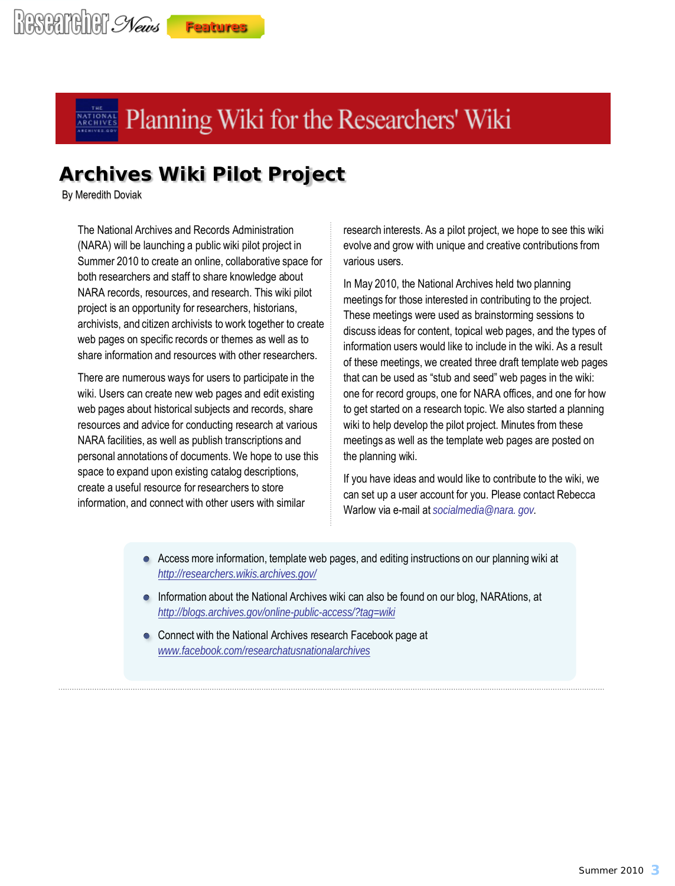# Planning Wiki for the Researchers' Wiki

## Archives Wiki Pilot Project

By Meredith Doviak

The National Archives and Records Administration (NARA) will be launching a public wiki pilot project in Summer 2010 to create an online, collaborative space for both researchers and staff to share knowledge about NARA records, resources, and research. This wiki pilot project is an opportunity for researchers, historians, archivists, and citizen archivists to work together to create web pages on specific records or themes as well as to share information and resources with other researchers.

There are numerous ways for users to participate in the wiki. Users can create new web pages and edit existing web pages about historical subjects and records, share resources and advice for conducting research at various NARA facilities, as well as publish transcriptions and personal annotations of documents. We hope to use this space to expand upon existing catalog descriptions, create a useful resource for researchers to store information, and connect with other users with similar research interests. As a pilot project, we hope to see this wiki evolve and grow with unique and creative contributions from various users.

In May 2010, the National Archives held two planning meetings for those interested in contributing to the project. These meetings were used as brainstorming sessions to discuss ideas for content, topical web pages, and the types of information users would like to include in the wiki. As a result of these meetings, we created three draft template web pages that can be used as "stub and seed" web pages in the wiki: one for record groups, one for NARA offices, and one for how to get started on a research topic. We also started a planning wiki to help develop the pilot project. Minutes from these meetings as well as the template web pages are posted on the planning wiki.

If you have ideas and would like to contribute to the wiki, we can set up a user account for you. Please contact Rebecca Warlow via e-mail at *socialmedia@nara. gov.*

- Access more information, template web pages, and editing instructions on our planning wiki at http://researchers.wikis.archives.gov/
- Information about the National Archives wiki can also be found on our blog, NARAtions, at http://blogs.archives.gov/online-public-access/?tag=wiki
- Connect with the National Archives research Facebook page at www.facebook.com/researchatusnationalarchives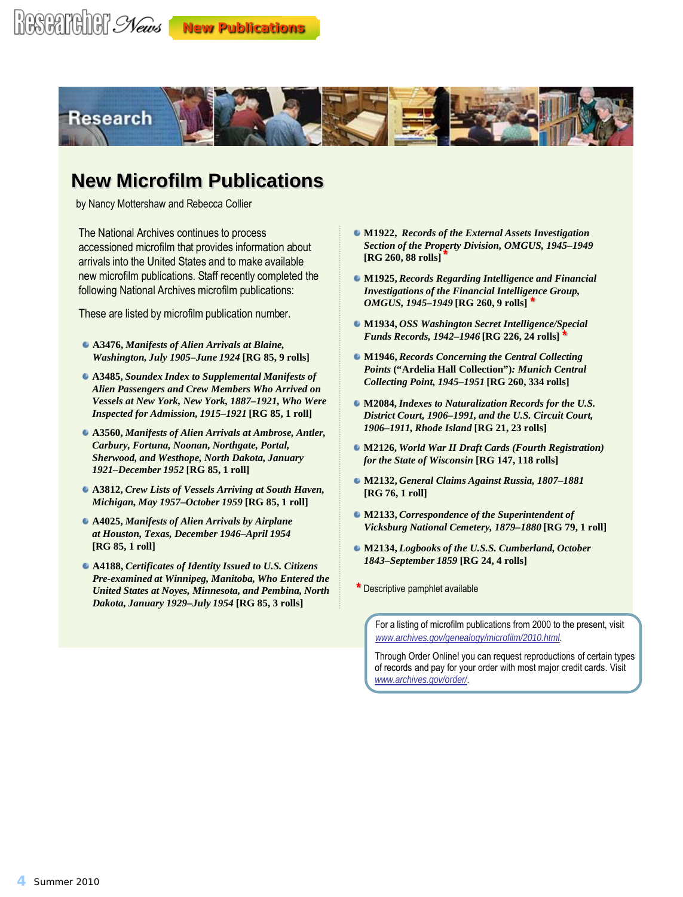# New Microfilm Publications

by Nancy Mottershaw and Rebecca Collier

The National Archives continues to process accessioned microfilm that provides information about arrivals into the United States and to make available new microfilm publications. Staff recently completed the following National Archives microfilm publications:

These are listed by microfilm publication number.

- **A3476, *Manifests of Alien Arrivals at Blaine, Washington, July 1905–June 1924* [RG 85, 9 rolls]**
- **A3485, *Soundex Index to Supplemental Manifests of Alien Passengers and Crew Members Who Arrived on Vessels at New York, New York, 1887–1921, Who Were Inspected for Admission, 1915–1921* [RG 85, 1 roll]**
- **A3560, *Manifests of Alien Arrivals at Ambrose, Antler, Carbury, Fortuna, Noonan, Northgate, Portal, Sherwood, and Westhope, North Dakota, January 1921–December 1952* [RG 85, 1 roll]**
- **A3812, *Crew Lists of Vessels Arriving at South Haven, Michigan, May 1957–October 1959* [RG 85, 1 roll]**
- **A4025, *Manifests of Alien Arrivals by Airplane at Houston, Texas, December 1946–April 1954* [RG 85, 1 roll]**
- **A4188, *Certificates of Identity Issued to U.S. Citizens Pre-examined at Winnipeg, Manitoba, Who Entered the United States at Noyes, Minnesota, and Pembina, North Dakota, January 1929–July 1954* [RG 85, 3 rolls]**
- **M1922, *Records of the External Assets Investigation Section of the Property Division, OMGUS, 1945–1949* [RG 260, 88 rolls]** *
- **M1925, *Records Regarding Intelligence and Financial Investigations of the Financial Intelligence Group, OMGUS, 1945–1949* [RG 260, 9 rolls]** *
- **M1934, *OSS Washington Secret Intelligence/Special Funds Records, 1942–1946* [RG 226, 24 rolls]** *
- **M1946, *Records Concerning the Central Collecting Points* ("Ardelia Hall Collection")*: Munich Central Collecting Point, 1945–1951* [RG 260, 334 rolls]**
- **M2084, *Indexes to Naturalization Records for the U.S. District Court, 1906–1991, and the U.S. Circuit Court, 1906–1911, Rhode Island* [RG 21, 23 rolls]**
- **M2126, *World War II Draft Cards (Fourth Registration) for the State of Wisconsin* [RG 147, 118 rolls]**
- **M2132, *General Claims Against Russia, 1807–1881* [RG 76, 1 roll]**
- **M2133, *Correspondence of the Superintendent of Vicksburg National Cemetery, 1879–1880* [RG 79, 1 roll]**
- **M2134, *Logbooks of the U.S.S. Cumberland, October 1843–September 1859* [RG 24, 4 rolls]**

\* Descriptive pamphlet available

For a listing of microfilm publications from 2000 to the present, visit www.archives.gov/genealogy/microfilm/2010.html.

Through Order Online! you can request reproductions of certain types of records and pay for your order with most major credit cards. Visit www.archives.gov/order/.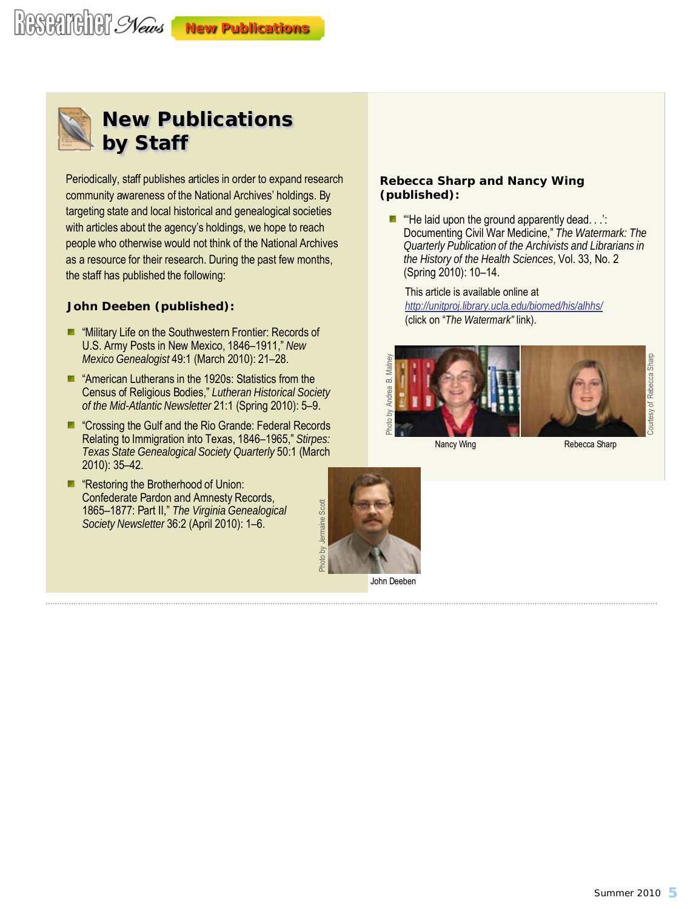# New Publications by Staff

Periodically, staff publishes articles in order to expand research community awareness of the National Archives' holdings. By targeting state and local historical and genealogical societies with articles about the agency's holdings, we hope to reach people who otherwise would not think of the National Archives as a resource for their research. During the past few months, the staff has published the following:

### John Deeben (published):

- "Military Life on the Southwestern Frontier: Records of U.S. Army Posts in New Mexico, 1846–1911," *New Mexico Genealogist* 49:1 (March 2010): 21–28.
- "American Lutherans in the 1920s: Statistics from the Census of Religious Bodies," *Lutheran Historical Society of the Mid-Atlantic Newsletter* 21:1 (Spring 2010): 5–9.
- "Crossing the Gulf and the Rio Grande: Federal Records Relating to Immigration into Texas, 1846–1965," *Stirpes: Texas State Genealogical Society Quarterly* 50:1 (March 2010): 35–42.
- "Restoring the Brotherhood of Union: Confederate Pardon and Amnesty Records, 1865–1877: Part II," *The Virginia Genealogical Society Newsletter* 36:2 (April 2010): 1–6.

Photo by Jermaine Scott

John Deeben

### Rebecca Sharp and Nancy Wing (published):

- "'He laid upon the ground apparently dead. . .': Documenting Civil War Medicine," *The Watermark: The Quarterly Publication of the Archivists and Librarians in the History of the Health Sciences*, Vol. 33, No. 2 (Spring 2010): 10–14.

  This article is available online at http://unitproj.library.ucla.edu/biomed/his/alhhs/ (click on "*The Watermark*" link).

Photo by Andrea B. Matney

Nancy Wing

Courtesy of Rebecca Sharp

Rebecca Sharp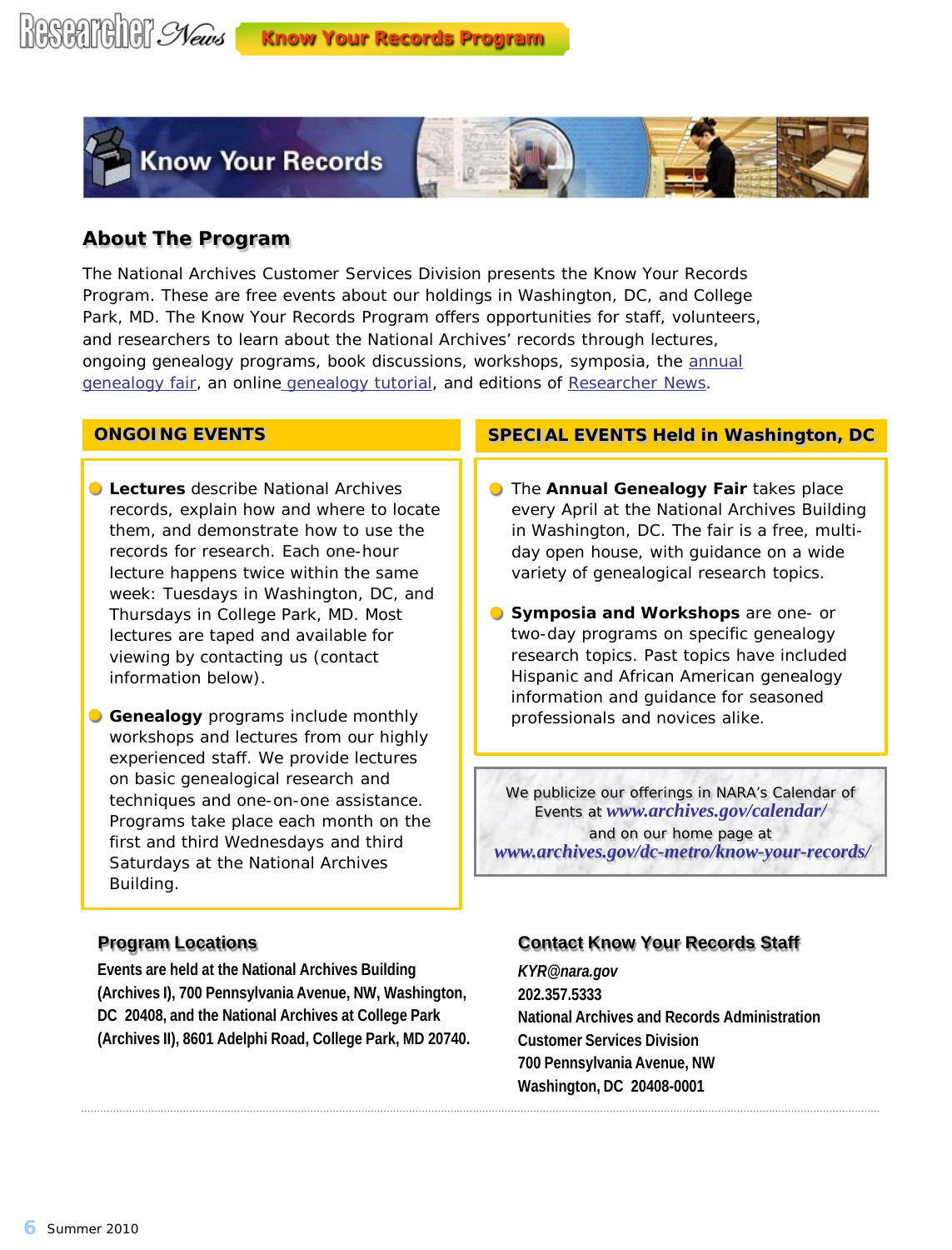# Know Your Records

## About The Program

The National Archives Customer Services Division presents the Know Your Records Program. These are free events about our holdings in Washington, DC, and College Park, MD. The Know Your Records Program offers opportunities for staff, volunteers, and researchers to learn about the National Archives' records through lectures, ongoing genealogy programs, book discussions, workshops, symposia, the annual genealogy fair, an online genealogy tutorial, and editions of Researcher News.

### ONGOING EVENTS

- **Lectures** describe National Archives records, explain how and where to locate them, and demonstrate how to use the records for research. Each one-hour lecture happens twice within the same week: Tuesdays in Washington, DC, and Thursdays in College Park, MD. Most lectures are taped and available for viewing by contacting us (contact information below).

- **Genealogy** programs include monthly workshops and lectures from our highly experienced staff. We provide lectures on basic genealogical research and techniques and one-on-one assistance. Programs take place each month on the first and third Wednesdays and third Saturdays at the National Archives Building.

### SPECIAL EVENTS Held in Washington, DC

- The **Annual Genealogy Fair** takes place every April at the National Archives Building in Washington, DC. The fair is a free, multi-day open house, with guidance on a wide variety of genealogical research topics.

- **Symposia and Workshops** are one- or two-day programs on specific genealogy research topics. Past topics have included Hispanic and African American genealogy information and guidance for seasoned professionals and novices alike.

We publicize our offerings in NARA's Calendar of Events at *www.archives.gov/calendar/* and on our home page at *www.archives.gov/dc-metro/know-your-records/*

### Program Locations

**Events are held at the National Archives Building (Archives I), 700 Pennsylvania Avenue, NW, Washington, DC 20408, and the National Archives at College Park (Archives II), 8601 Adelphi Road, College Park, MD 20740.**

### Contact Know Your Records Staff

*KYR@nara.gov*
**202.357.5333**
**National Archives and Records Administration**
**Customer Services Division**
**700 Pennsylvania Avenue, NW**
**Washington, DC 20408-0001**

Summer 2010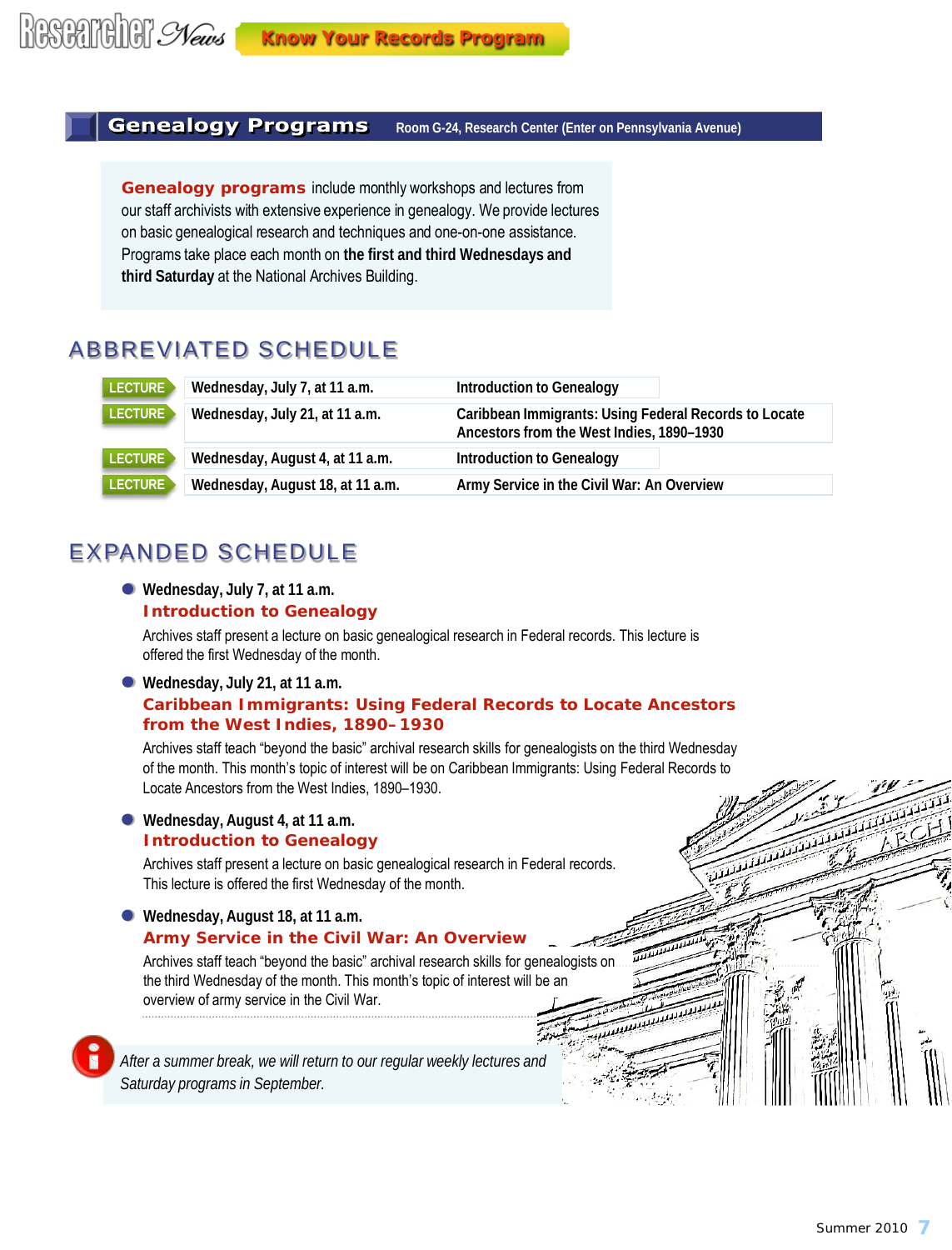Know Your Records Program

## Genealogy Programs

Room G-24, Research Center (Enter on Pennsylvania Avenue)

**Genealogy programs** include monthly workshops and lectures from our staff archivists with extensive experience in genealogy. We provide lectures on basic genealogical research and techniques and one-on-one assistance. Programs take place each month on **the first and third Wednesdays and third Saturday** at the National Archives Building.

## ABBREVIATED SCHEDULE

| Type | Date | Topic |
|---|---|---|
| LECTURE | Wednesday, July 7, at 11 a.m. | Introduction to Genealogy |
| LECTURE | Wednesday, July 21, at 11 a.m. | Caribbean Immigrants: Using Federal Records to Locate Ancestors from the West Indies, 1890–1930 |
| LECTURE | Wednesday, August 4, at 11 a.m. | Introduction to Genealogy |
| LECTURE | Wednesday, August 18, at 11 a.m. | Army Service in the Civil War: An Overview |

## EXPANDED SCHEDULE

- **Wednesday, July 7, at 11 a.m.**

  **Introduction to Genealogy**

  Archives staff present a lecture on basic genealogical research in Federal records. This lecture is offered the first Wednesday of the month.

- **Wednesday, July 21, at 11 a.m.**

  **Caribbean Immigrants: Using Federal Records to Locate Ancestors from the West Indies, 1890–1930**

  Archives staff teach "beyond the basic" archival research skills for genealogists on the third Wednesday of the month. This month's topic of interest will be on Caribbean Immigrants: Using Federal Records to Locate Ancestors from the West Indies, 1890–1930.

- **Wednesday, August 4, at 11 a.m.**

  **Introduction to Genealogy**

  Archives staff present a lecture on basic genealogical research in Federal records. This lecture is offered the first Wednesday of the month.

- **Wednesday, August 18, at 11 a.m.**

  **Army Service in the Civil War: An Overview**

  Archives staff teach "beyond the basic" archival research skills for genealogists on the third Wednesday of the month. This month's topic of interest will be an overview of army service in the Civil War.

*After a summer break, we will return to our regular weekly lectures and Saturday programs in September.*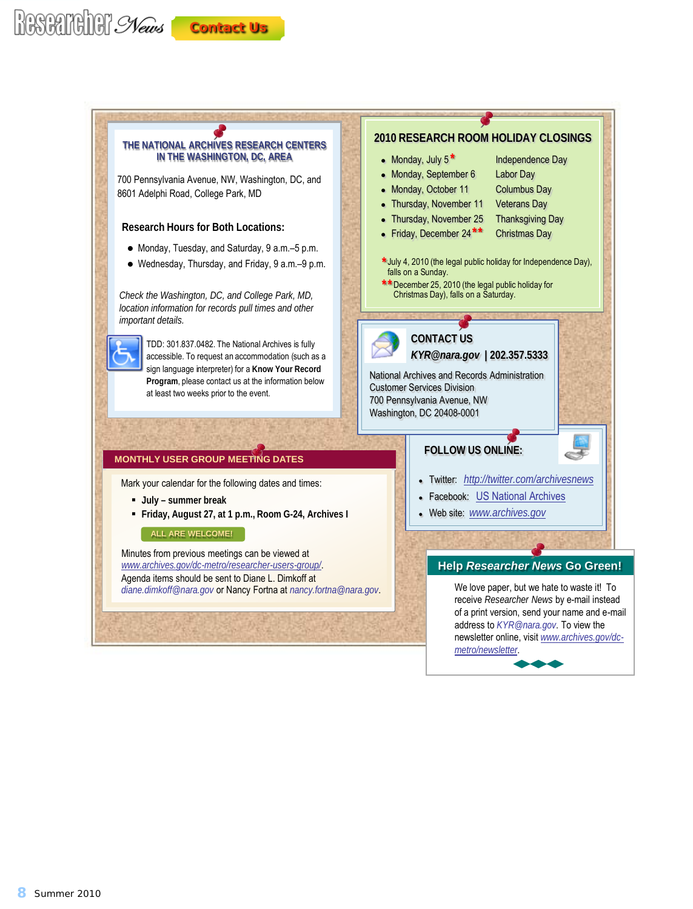Researcher News **Contact Us**

## THE NATIONAL ARCHIVES RESEARCH CENTERS IN THE WASHINGTON, DC, AREA

700 Pennsylvania Avenue, NW, Washington, DC, and 8601 Adelphi Road, College Park, MD

### Research Hours for Both Locations:

- Monday, Tuesday, and Saturday, 9 a.m.–5 p.m.
- Wednesday, Thursday, and Friday, 9 a.m.–9 p.m.

*Check the Washington, DC, and College Park, MD, location information for records pull times and other important details.*

TDD: 301.837.0482. The National Archives is fully accessible. To request an accommodation (such as a sign language interpreter) for a **Know Your Record Program**, please contact us at the information below at least two weeks prior to the event.

## 2010 RESEARCH ROOM HOLIDAY CLOSINGS

| | |
|---|---|
| Monday, July 5* | Independence Day |
| Monday, September 6 | Labor Day |
| Monday, October 11 | Columbus Day |
| Thursday, November 11 | Veterans Day |
| Thursday, November 25 | Thanksgiving Day |
| Friday, December 24** | Christmas Day |

*July 4, 2010 (the legal public holiday for Independence Day), falls on a Sunday.

**December 25, 2010 (the legal public holiday for Christmas Day), falls on a Saturday.

## CONTACT US

***KYR@nara.gov*** | **202.357.5333**

National Archives and Records Administration
Customer Services Division
700 Pennsylvania Avenue, NW
Washington, DC 20408-0001

## FOLLOW US ONLINE:

- Twitter: *http://twitter.com/archivesnews*
- Facebook: US National Archives
- Web site: *www.archives.gov*

## MONTHLY USER GROUP MEETING DATES

Mark your calendar for the following dates and times:

- **July – summer break**
- **Friday, August 27, at 1 p.m., Room G-24, Archives I**

**ALL ARE WELCOME!**

Minutes from previous meetings can be viewed at *www.archives.gov/dc-metro/researcher-users-group/*.
Agenda items should be sent to Diane L. Dimkoff at *diane.dimkoff@nara.gov* or Nancy Fortna at *nancy.fortna@nara.gov*.

## Help *Researcher News* Go Green!

We love paper, but we hate to waste it! To receive *Researcher News* by e-mail instead of a print version, send your name and e-mail address to *KYR@nara.gov*. To view the newsletter online, visit *www.archives.gov/dc-metro/newsletter*.

Summer 2010